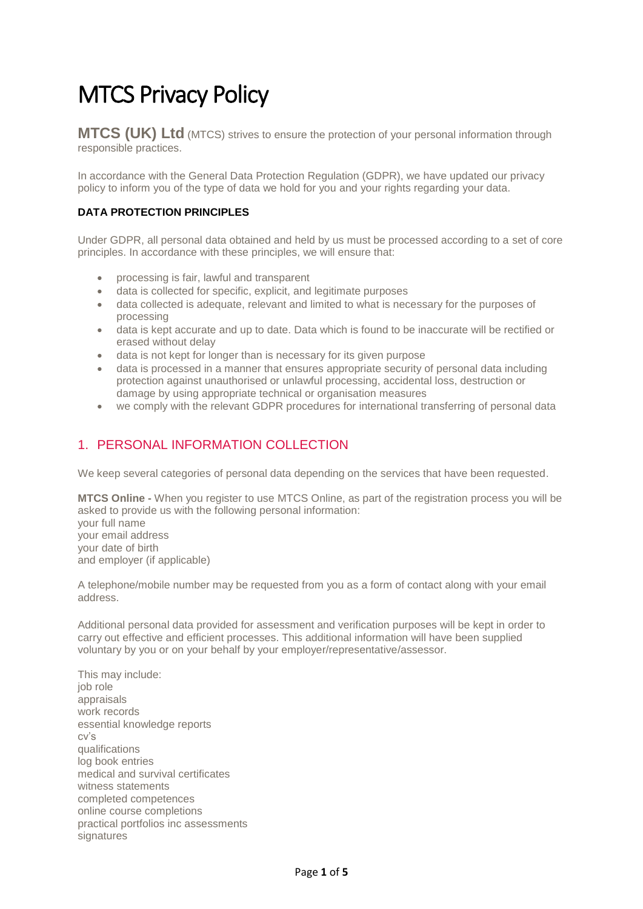# MTCS Privacy Policy

**MTCS (UK) Ltd** (MTCS) strives to ensure the protection of your personal information through responsible practices.

In accordance with the General Data Protection Regulation (GDPR), we have updated our privacy policy to inform you of the type of data we hold for you and your rights regarding your data.

**DATA PROTECTION PRINCIPLES**

Under GDPR, all personal data obtained and held by us must be processed according to a set of core principles. In accordance with these principles, we will ensure that:

- processing is fair, lawful and transparent
- data is collected for specific, explicit, and legitimate purposes
- data collected is adequate, relevant and limited to what is necessary for the purposes of processing
- data is kept accurate and up to date. Data which is found to be inaccurate will be rectified or erased without delay
- data is not kept for longer than is necessary for its given purpose
- data is processed in a manner that ensures appropriate security of personal data including protection against unauthorised or unlawful processing, accidental loss, destruction or damage by using appropriate technical or organisation measures
- we comply with the relevant GDPR procedures for international transferring of personal data

## 1. PERSONAL INFORMATION COLLECTION

We keep several categories of personal data depending on the services that have been requested.

**MTCS Online -** When you register to use MTCS Online, as part of the registration process you will be asked to provide us with the following personal information:
your full name
your email address
your date of birth
and employer (if applicable)

A telephone/mobile number may be requested from you as a form of contact along with your email address.

Additional personal data provided for assessment and verification purposes will be kept in order to carry out effective and efficient processes. This additional information will have been supplied voluntary by you or on your behalf by your employer/representative/assessor.

This may include:
job role
appraisals
work records
essential knowledge reports
cv's
qualifications
log book entries
medical and survival certificates
witness statements
completed competences
online course completions
practical portfolios inc assessments
signatures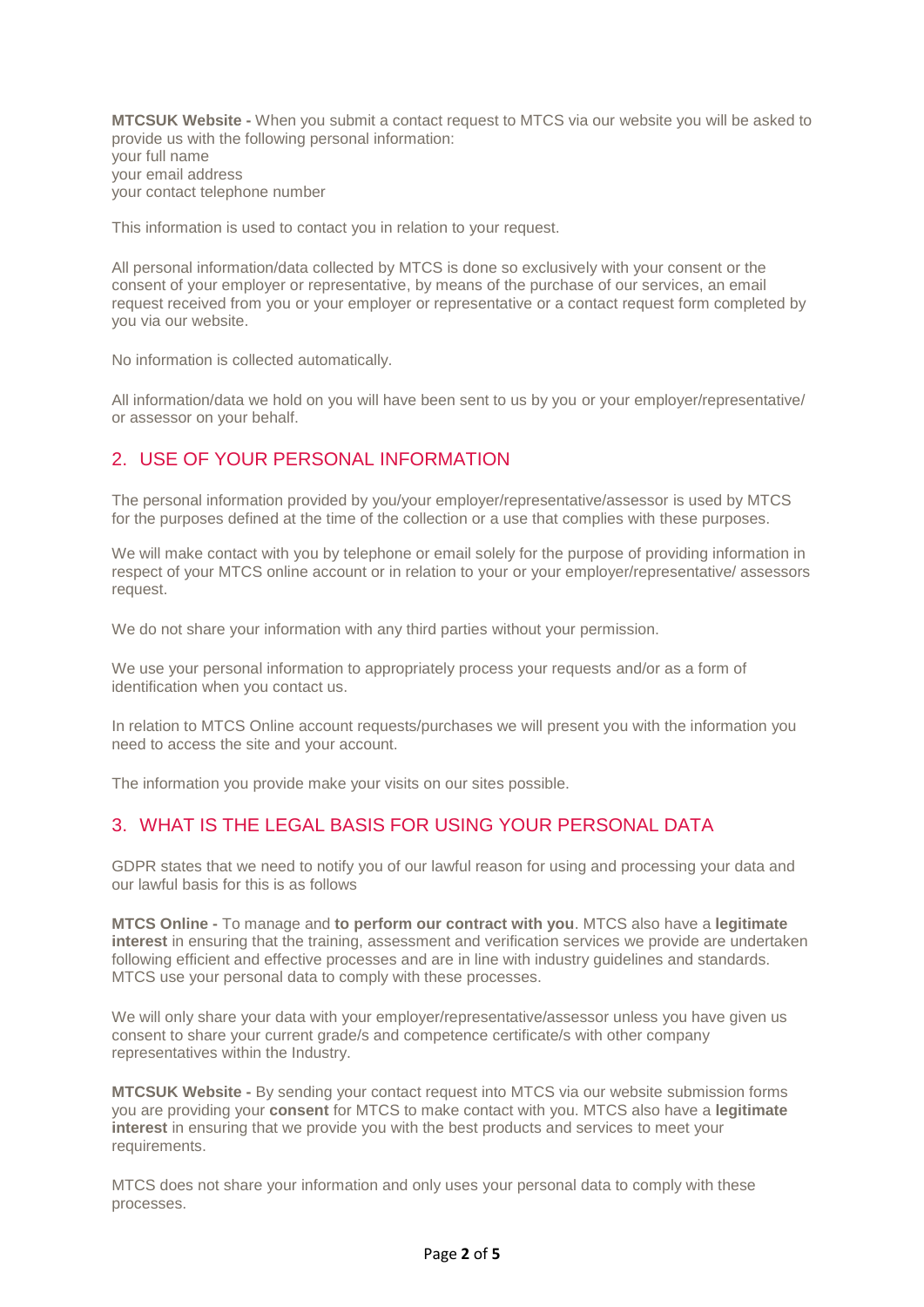**MTCSUK Website -** When you submit a contact request to MTCS via our website you will be asked to provide us with the following personal information:
your full name
your email address
your contact telephone number

This information is used to contact you in relation to your request.

All personal information/data collected by MTCS is done so exclusively with your consent or the consent of your employer or representative, by means of the purchase of our services, an email request received from you or your employer or representative or a contact request form completed by you via our website.

No information is collected automatically.

All information/data we hold on you will have been sent to us by you or your employer/representative/ or assessor on your behalf.

## 2. USE OF YOUR PERSONAL INFORMATION

The personal information provided by you/your employer/representative/assessor is used by MTCS for the purposes defined at the time of the collection or a use that complies with these purposes.

We will make contact with you by telephone or email solely for the purpose of providing information in respect of your MTCS online account or in relation to your or your employer/representative/ assessors request.

We do not share your information with any third parties without your permission.

We use your personal information to appropriately process your requests and/or as a form of identification when you contact us.

In relation to MTCS Online account requests/purchases we will present you with the information you need to access the site and your account.

The information you provide make your visits on our sites possible.

## 3. WHAT IS THE LEGAL BASIS FOR USING YOUR PERSONAL DATA

GDPR states that we need to notify you of our lawful reason for using and processing your data and our lawful basis for this is as follows

**MTCS Online -** To manage and **to perform our contract with you**. MTCS also have a **legitimate interest** in ensuring that the training, assessment and verification services we provide are undertaken following efficient and effective processes and are in line with industry guidelines and standards. MTCS use your personal data to comply with these processes.

We will only share your data with your employer/representative/assessor unless you have given us consent to share your current grade/s and competence certificate/s with other company representatives within the Industry.

**MTCSUK Website -** By sending your contact request into MTCS via our website submission forms you are providing your **consent** for MTCS to make contact with you. MTCS also have a **legitimate interest** in ensuring that we provide you with the best products and services to meet your requirements.

MTCS does not share your information and only uses your personal data to comply with these processes.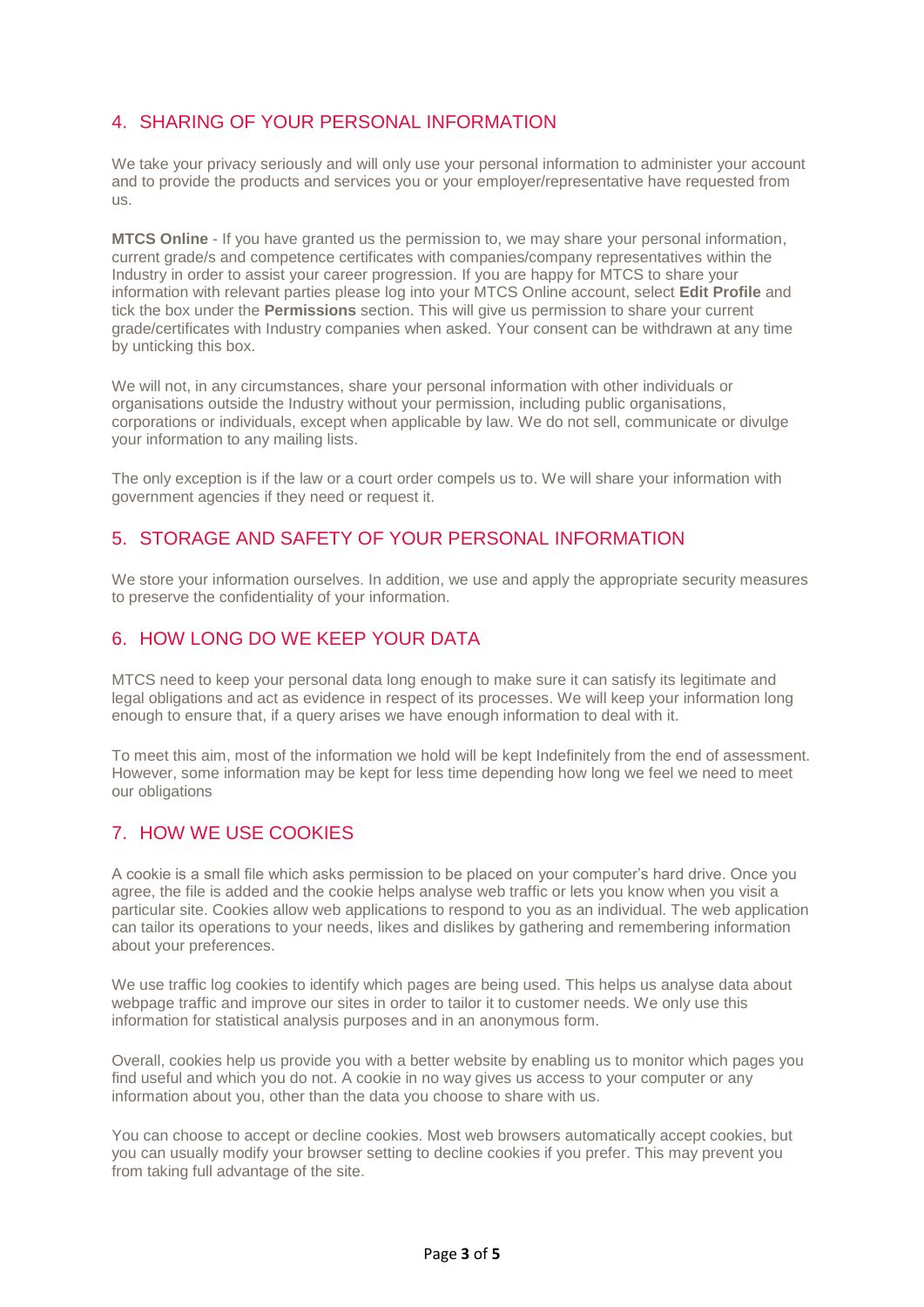## 4. SHARING OF YOUR PERSONAL INFORMATION

We take your privacy seriously and will only use your personal information to administer your account and to provide the products and services you or your employer/representative have requested from us.

**MTCS Online** - If you have granted us the permission to, we may share your personal information, current grade/s and competence certificates with companies/company representatives within the Industry in order to assist your career progression. If you are happy for MTCS to share your information with relevant parties please log into your MTCS Online account, select **Edit Profile** and tick the box under the **Permissions** section. This will give us permission to share your current grade/certificates with Industry companies when asked. Your consent can be withdrawn at any time by unticking this box.

We will not, in any circumstances, share your personal information with other individuals or organisations outside the Industry without your permission, including public organisations, corporations or individuals, except when applicable by law. We do not sell, communicate or divulge your information to any mailing lists.

The only exception is if the law or a court order compels us to. We will share your information with government agencies if they need or request it.

## 5. STORAGE AND SAFETY OF YOUR PERSONAL INFORMATION

We store your information ourselves. In addition, we use and apply the appropriate security measures to preserve the confidentiality of your information.

## 6. HOW LONG DO WE KEEP YOUR DATA

MTCS need to keep your personal data long enough to make sure it can satisfy its legitimate and legal obligations and act as evidence in respect of its processes. We will keep your information long enough to ensure that, if a query arises we have enough information to deal with it.

To meet this aim, most of the information we hold will be kept Indefinitely from the end of assessment. However, some information may be kept for less time depending how long we feel we need to meet our obligations

## 7. HOW WE USE COOKIES

A cookie is a small file which asks permission to be placed on your computer's hard drive. Once you agree, the file is added and the cookie helps analyse web traffic or lets you know when you visit a particular site. Cookies allow web applications to respond to you as an individual. The web application can tailor its operations to your needs, likes and dislikes by gathering and remembering information about your preferences.

We use traffic log cookies to identify which pages are being used. This helps us analyse data about webpage traffic and improve our sites in order to tailor it to customer needs. We only use this information for statistical analysis purposes and in an anonymous form.

Overall, cookies help us provide you with a better website by enabling us to monitor which pages you find useful and which you do not. A cookie in no way gives us access to your computer or any information about you, other than the data you choose to share with us.

You can choose to accept or decline cookies. Most web browsers automatically accept cookies, but you can usually modify your browser setting to decline cookies if you prefer. This may prevent you from taking full advantage of the site.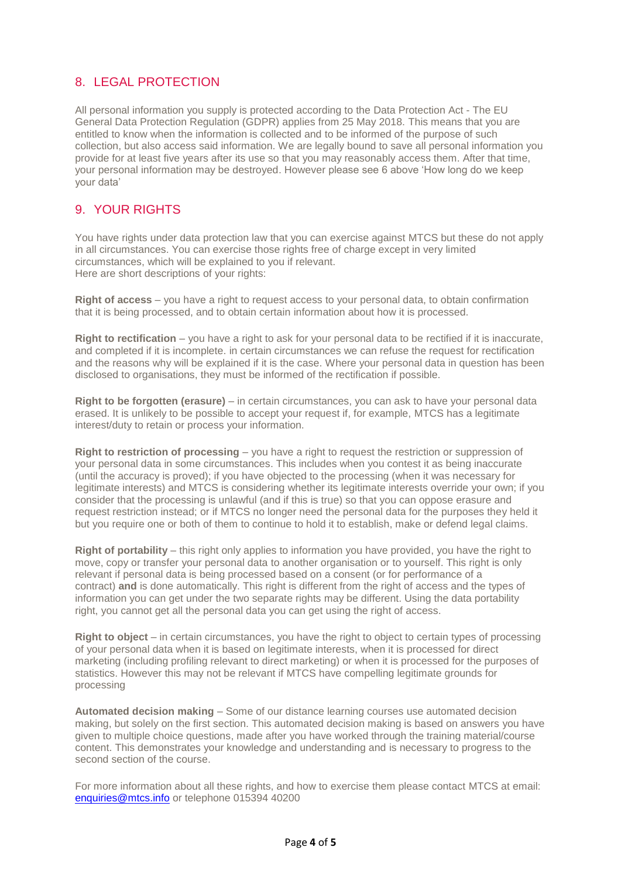## 8. LEGAL PROTECTION

All personal information you supply is protected according to the Data Protection Act - The EU General Data Protection Regulation (GDPR) applies from 25 May 2018. This means that you are entitled to know when the information is collected and to be informed of the purpose of such collection, but also access said information. We are legally bound to save all personal information you provide for at least five years after its use so that you may reasonably access them. After that time, your personal information may be destroyed. However please see 6 above 'How long do we keep your data'

## 9. YOUR RIGHTS

You have rights under data protection law that you can exercise against MTCS but these do not apply in all circumstances. You can exercise those rights free of charge except in very limited circumstances, which will be explained to you if relevant.
Here are short descriptions of your rights:

**Right of access** – you have a right to request access to your personal data, to obtain confirmation that it is being processed, and to obtain certain information about how it is processed.

**Right to rectification** – you have a right to ask for your personal data to be rectified if it is inaccurate, and completed if it is incomplete. in certain circumstances we can refuse the request for rectification and the reasons why will be explained if it is the case. Where your personal data in question has been disclosed to organisations, they must be informed of the rectification if possible.

**Right to be forgotten (erasure)** – in certain circumstances, you can ask to have your personal data erased. It is unlikely to be possible to accept your request if, for example, MTCS has a legitimate interest/duty to retain or process your information.

**Right to restriction of processing** – you have a right to request the restriction or suppression of your personal data in some circumstances. This includes when you contest it as being inaccurate (until the accuracy is proved); if you have objected to the processing (when it was necessary for legitimate interests) and MTCS is considering whether its legitimate interests override your own; if you consider that the processing is unlawful (and if this is true) so that you can oppose erasure and request restriction instead; or if MTCS no longer need the personal data for the purposes they held it but you require one or both of them to continue to hold it to establish, make or defend legal claims.

**Right of portability** – this right only applies to information you have provided, you have the right to move, copy or transfer your personal data to another organisation or to yourself. This right is only relevant if personal data is being processed based on a consent (or for performance of a contract) **and** is done automatically. This right is different from the right of access and the types of information you can get under the two separate rights may be different. Using the data portability right, you cannot get all the personal data you can get using the right of access.

**Right to object** – in certain circumstances, you have the right to object to certain types of processing of your personal data when it is based on legitimate interests, when it is processed for direct marketing (including profiling relevant to direct marketing) or when it is processed for the purposes of statistics. However this may not be relevant if MTCS have compelling legitimate grounds for processing

**Automated decision making** – Some of our distance learning courses use automated decision making, but solely on the first section. This automated decision making is based on answers you have given to multiple choice questions, made after you have worked through the training material/course content. This demonstrates your knowledge and understanding and is necessary to progress to the second section of the course.

For more information about all these rights, and how to exercise them please contact MTCS at email: enquiries@mtcs.info or telephone 015394 40200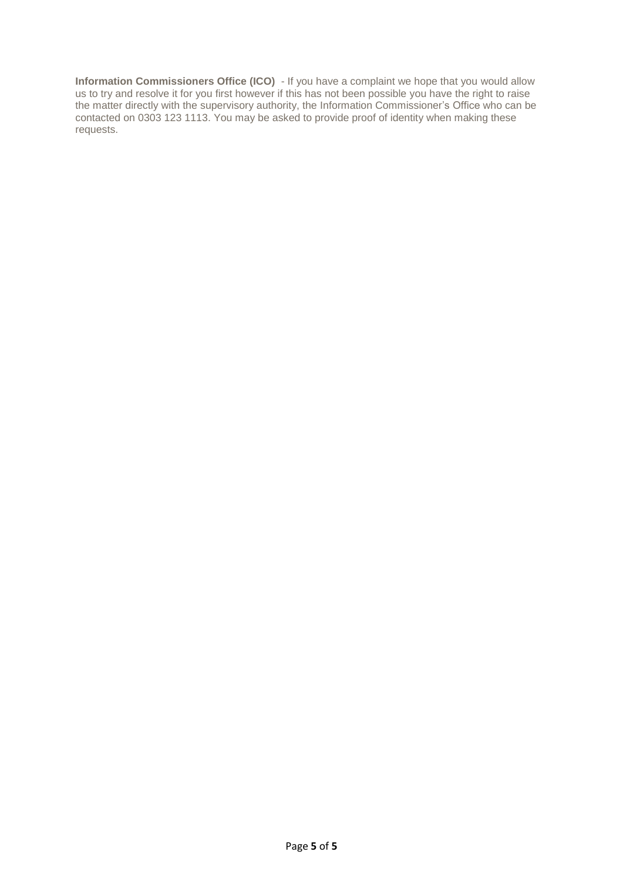**Information Commissioners Office (ICO)** - If you have a complaint we hope that you would allow us to try and resolve it for you first however if this has not been possible you have the right to raise the matter directly with the supervisory authority, the Information Commissioner's Office who can be contacted on 0303 123 1113. You may be asked to provide proof of identity when making these requests.